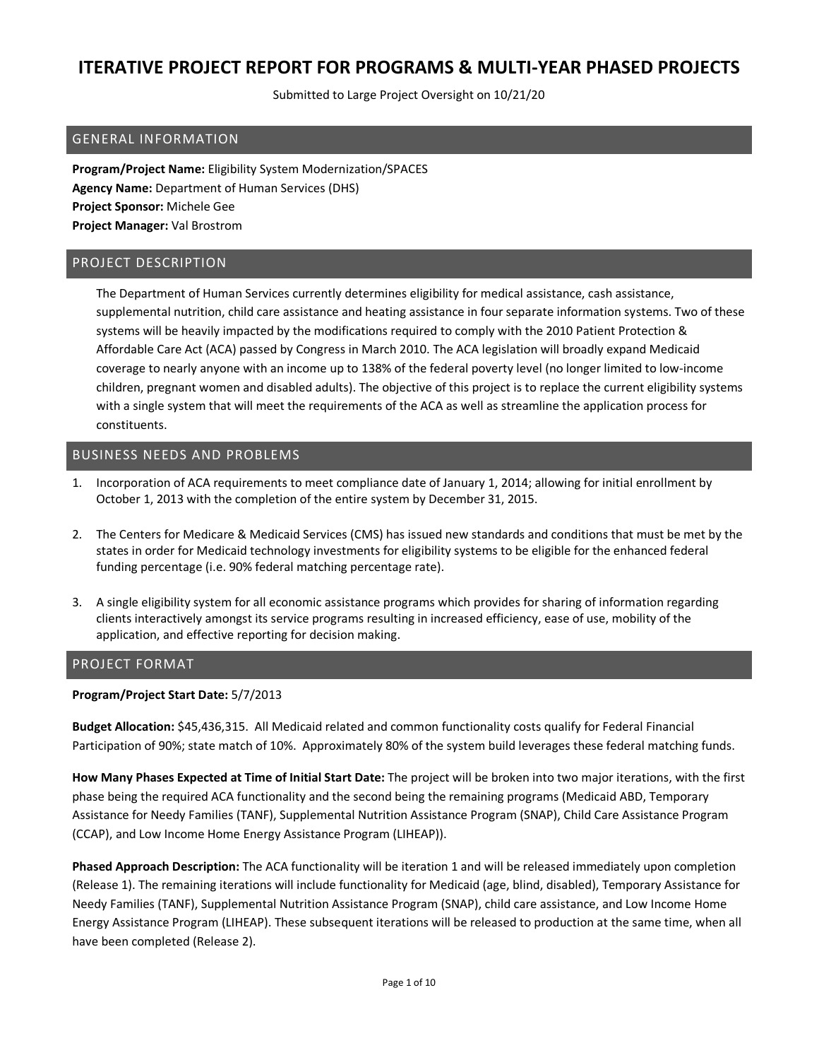# ITERATIVE PROJECT REPORT FOR PROGRAMS & MULTI-YEAR PHASED PROJECTS

Submitted to Large Project Oversight on 10/21/20

## GENERAL INFORMATION

**Program/Project Name:** Eligibility System Modernization/SPACES
**Agency Name:** Department of Human Services (DHS)
**Project Sponsor:** Michele Gee
**Project Manager:** Val Brostrom

## PROJECT DESCRIPTION

The Department of Human Services currently determines eligibility for medical assistance, cash assistance, supplemental nutrition, child care assistance and heating assistance in four separate information systems. Two of these systems will be heavily impacted by the modifications required to comply with the 2010 Patient Protection & Affordable Care Act (ACA) passed by Congress in March 2010. The ACA legislation will broadly expand Medicaid coverage to nearly anyone with an income up to 138% of the federal poverty level (no longer limited to low-income children, pregnant women and disabled adults). The objective of this project is to replace the current eligibility systems with a single system that will meet the requirements of the ACA as well as streamline the application process for constituents.

## BUSINESS NEEDS AND PROBLEMS

1. Incorporation of ACA requirements to meet compliance date of January 1, 2014; allowing for initial enrollment by October 1, 2013 with the completion of the entire system by December 31, 2015.

2. The Centers for Medicare & Medicaid Services (CMS) has issued new standards and conditions that must be met by the states in order for Medicaid technology investments for eligibility systems to be eligible for the enhanced federal funding percentage (i.e. 90% federal matching percentage rate).

3. A single eligibility system for all economic assistance programs which provides for sharing of information regarding clients interactively amongst its service programs resulting in increased efficiency, ease of use, mobility of the application, and effective reporting for decision making.

## PROJECT FORMAT

**Program/Project Start Date:** 5/7/2013

**Budget Allocation:** $45,436,315. All Medicaid related and common functionality costs qualify for Federal Financial Participation of 90%; state match of 10%. Approximately 80% of the system build leverages these federal matching funds.

**How Many Phases Expected at Time of Initial Start Date:** The project will be broken into two major iterations, with the first phase being the required ACA functionality and the second being the remaining programs (Medicaid ABD, Temporary Assistance for Needy Families (TANF), Supplemental Nutrition Assistance Program (SNAP), Child Care Assistance Program (CCAP), and Low Income Home Energy Assistance Program (LIHEAP)).

**Phased Approach Description:** The ACA functionality will be iteration 1 and will be released immediately upon completion (Release 1). The remaining iterations will include functionality for Medicaid (age, blind, disabled), Temporary Assistance for Needy Families (TANF), Supplemental Nutrition Assistance Program (SNAP), child care assistance, and Low Income Home Energy Assistance Program (LIHEAP). These subsequent iterations will be released to production at the same time, when all have been completed (Release 2).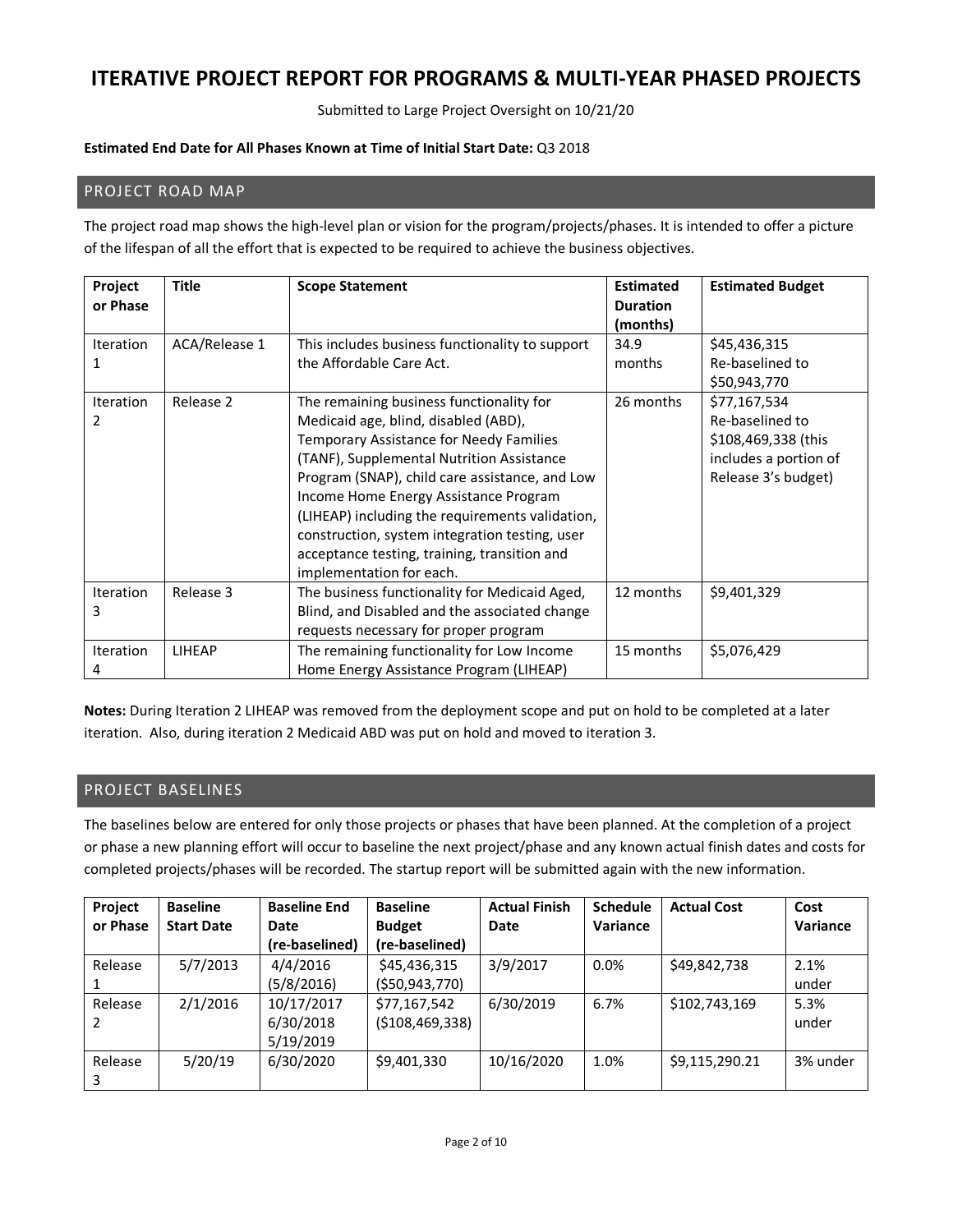# ITERATIVE PROJECT REPORT FOR PROGRAMS & MULTI-YEAR PHASED PROJECTS

Submitted to Large Project Oversight on 10/21/20

**Estimated End Date for All Phases Known at Time of Initial Start Date:** Q3 2018

## PROJECT ROAD MAP

The project road map shows the high-level plan or vision for the program/projects/phases. It is intended to offer a picture of the lifespan of all the effort that is expected to be required to achieve the business objectives.

| Project or Phase | Title | Scope Statement | Estimated Duration (months) | Estimated Budget |
|---|---|---|---|---|
| Iteration 1 | ACA/Release 1 | This includes business functionality to support the Affordable Care Act. | 34.9 months | $45,436,315 Re-baselined to $50,943,770 |
| Iteration 2 | Release 2 | The remaining business functionality for Medicaid age, blind, disabled (ABD), Temporary Assistance for Needy Families (TANF), Supplemental Nutrition Assistance Program (SNAP), child care assistance, and Low Income Home Energy Assistance Program (LIHEAP) including the requirements validation, construction, system integration testing, user acceptance testing, training, transition and implementation for each. | 26 months | $77,167,534 Re-baselined to $108,469,338 (this includes a portion of Release 3's budget) |
| Iteration 3 | Release 3 | The business functionality for Medicaid Aged, Blind, and Disabled and the associated change requests necessary for proper program | 12 months | $9,401,329 |
| Iteration 4 | LIHEAP | The remaining functionality for Low Income Home Energy Assistance Program (LIHEAP) | 15 months | $5,076,429 |

**Notes:** During Iteration 2 LIHEAP was removed from the deployment scope and put on hold to be completed at a later iteration. Also, during iteration 2 Medicaid ABD was put on hold and moved to iteration 3.

## PROJECT BASELINES

The baselines below are entered for only those projects or phases that have been planned. At the completion of a project or phase a new planning effort will occur to baseline the next project/phase and any known actual finish dates and costs for completed projects/phases will be recorded. The startup report will be submitted again with the new information.

| Project or Phase | Baseline Start Date | Baseline End Date (re-baselined) | Baseline Budget (re-baselined) | Actual Finish Date | Schedule Variance | Actual Cost | Cost Variance |
|---|---|---|---|---|---|---|---|
| Release 1 | 5/7/2013 | 4/4/2016 (5/8/2016) | $45,436,315 ($50,943,770) | 3/9/2017 | 0.0% | $49,842,738 | 2.1% under |
| Release 2 | 2/1/2016 | 10/17/2017 6/30/2018 5/19/2019 | $77,167,542 ($108,469,338) | 6/30/2019 | 6.7% | $102,743,169 | 5.3% under |
| Release 3 | 5/20/19 | 6/30/2020 | $9,401,330 | 10/16/2020 | 1.0% | $9,115,290.21 | 3% under |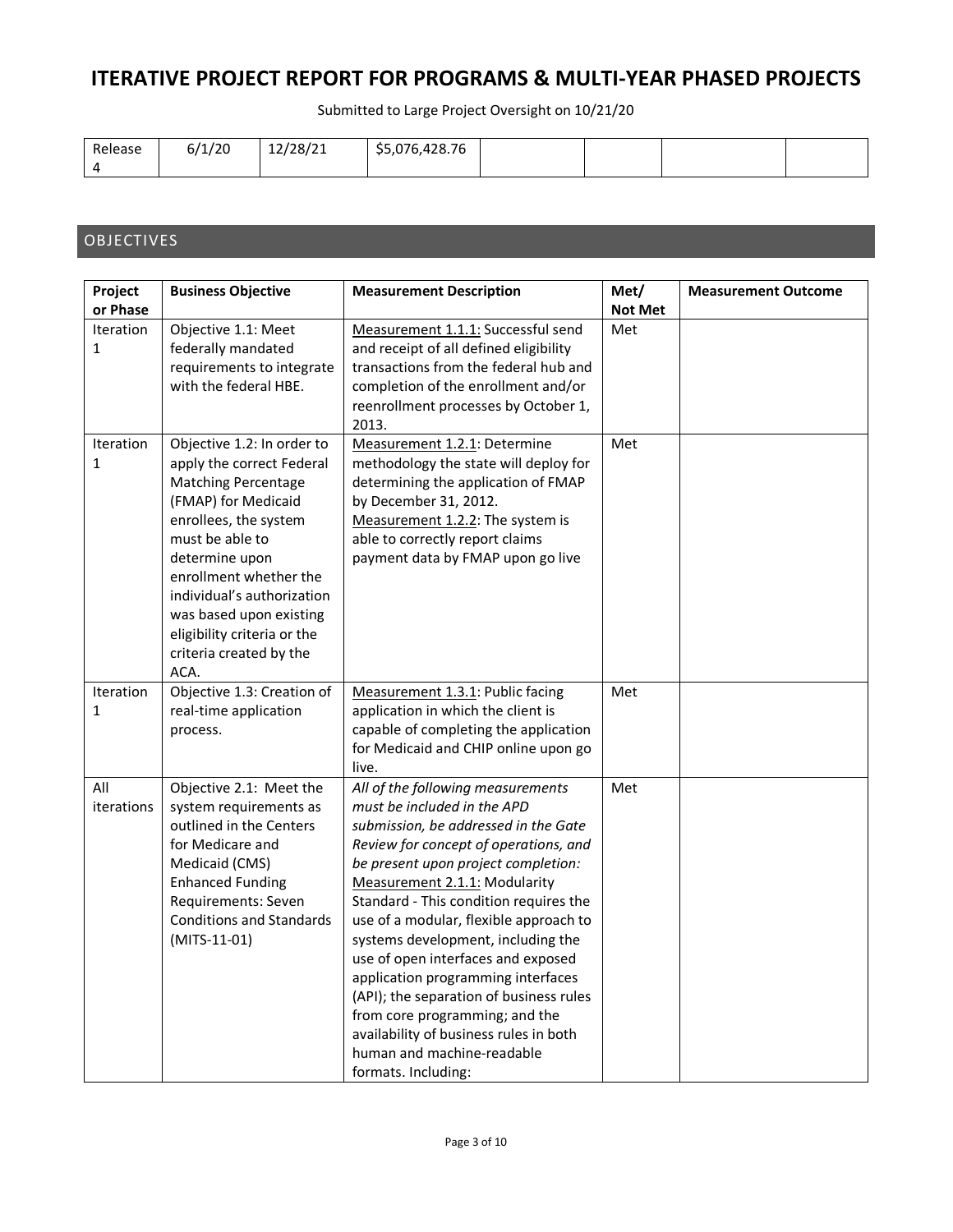# ITERATIVE PROJECT REPORT FOR PROGRAMS & MULTI-YEAR PHASED PROJECTS

Submitted to Large Project Oversight on 10/21/20

| | | | | | | | |
|---|---|---|---|---|---|---|---|
| Release 4 | 6/1/20 | 12/28/21 | $5,076,428.76 | | | | |

## OBJECTIVES

| Project or Phase | Business Objective | Measurement Description | Met/ Not Met | Measurement Outcome |
|---|---|---|---|---|
| Iteration 1 | Objective 1.1: Meet federally mandated requirements to integrate with the federal HBE. | Measurement 1.1.1: Successful send and receipt of all defined eligibility transactions from the federal hub and completion of the enrollment and/or reenrollment processes by October 1, 2013. | Met | |
| Iteration 1 | Objective 1.2: In order to apply the correct Federal Matching Percentage (FMAP) for Medicaid enrollees, the system must be able to determine upon enrollment whether the individual's authorization was based upon existing eligibility criteria or the criteria created by the ACA. | Measurement 1.2.1: Determine methodology the state will deploy for determining the application of FMAP by December 31, 2012.<br>Measurement 1.2.2: The system is able to correctly report claims payment data by FMAP upon go live | Met | |
| Iteration 1 | Objective 1.3: Creation of real-time application process. | Measurement 1.3.1: Public facing application in which the client is capable of completing the application for Medicaid and CHIP online upon go live. | Met | |
| All iterations | Objective 2.1: Meet the system requirements as outlined in the Centers for Medicare and Medicaid (CMS) Enhanced Funding Requirements: Seven Conditions and Standards (MITS-11-01) | *All of the following measurements must be included in the APD submission, be addressed in the Gate Review for concept of operations, and be present upon project completion:*<br>Measurement 2.1.1: Modularity Standard - This condition requires the use of a modular, flexible approach to systems development, including the use of open interfaces and exposed application programming interfaces (API); the separation of business rules from core programming; and the availability of business rules in both human and machine-readable formats. Including: | Met | |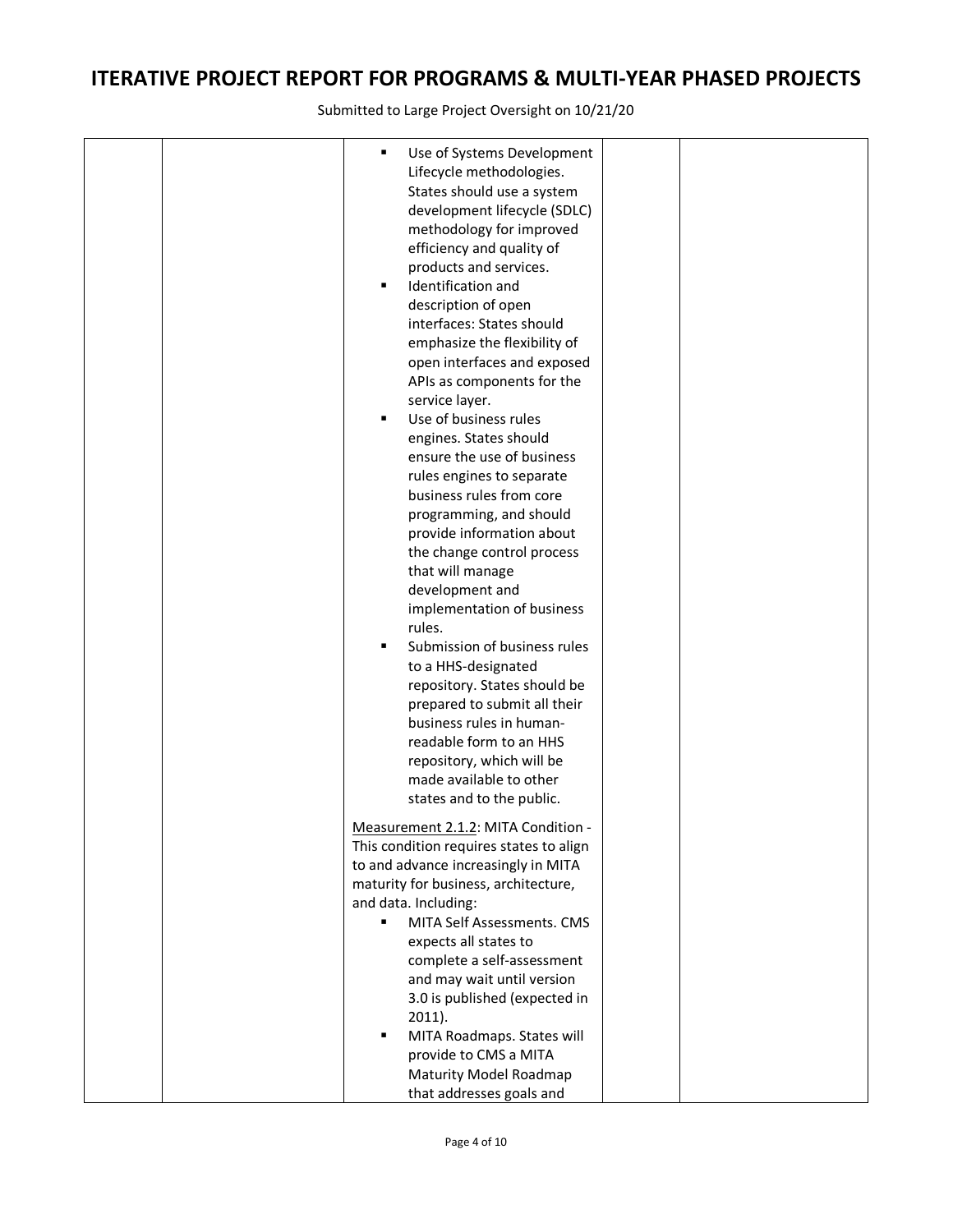# ITERATIVE PROJECT REPORT FOR PROGRAMS & MULTI-YEAR PHASED PROJECTS

Submitted to Large Project Oversight on 10/21/20

| | | | | |
|---|---|---|---|---|
| | | <ul><li>Use of Systems Development Lifecycle methodologies. States should use a system development lifecycle (SDLC) methodology for improved efficiency and quality of products and services.</li><li>Identification and description of open interfaces: States should emphasize the flexibility of open interfaces and exposed APIs as components for the service layer.</li><li>Use of business rules engines. States should ensure the use of business rules engines to separate business rules from core programming, and should provide information about the change control process that will manage development and implementation of business rules.</li><li>Submission of business rules to a HHS-designated repository. States should be prepared to submit all their business rules in human-readable form to an HHS repository, which will be made available to other states and to the public.</li></ul><u>Measurement 2.1.2</u>: MITA Condition - This condition requires states to align to and advance increasingly in MITA maturity for business, architecture, and data. Including:<ul><li>MITA Self Assessments. CMS expects all states to complete a self-assessment and may wait until version 3.0 is published (expected in 2011).</li><li>MITA Roadmaps. States will provide to CMS a MITA Maturity Model Roadmap that addresses goals and</li></ul> | | |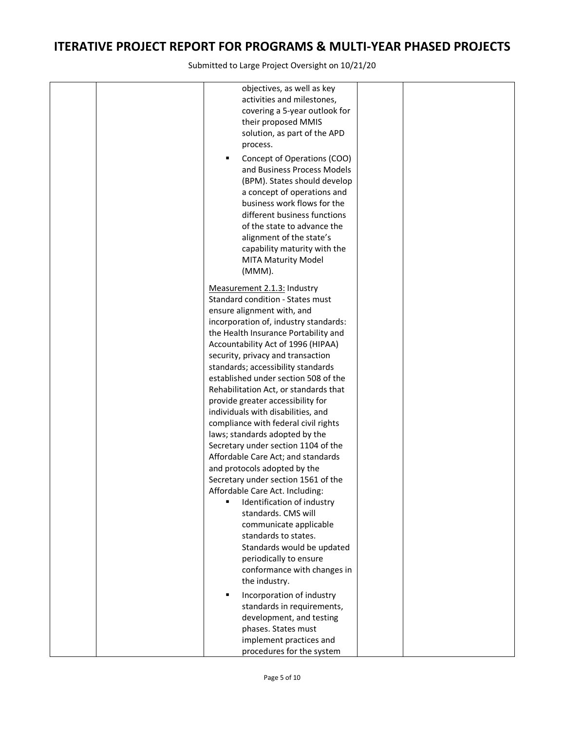# ITERATIVE PROJECT REPORT FOR PROGRAMS & MULTI-YEAR PHASED PROJECTS

Submitted to Large Project Oversight on 10/21/20

| | | | | |
|---|---|---|---|---|
| | | objectives, as well as key activities and milestones, covering a 5-year outlook for their proposed MMIS solution, as part of the APD process.<br><br>▪ Concept of Operations (COO) and Business Process Models (BPM). States should develop a concept of operations and business work flows for the different business functions of the state to advance the alignment of the state's capability maturity with the MITA Maturity Model (MMM).<br><br><u>Measurement 2.1.3:</u> Industry Standard condition - States must ensure alignment with, and incorporation of, industry standards: the Health Insurance Portability and Accountability Act of 1996 (HIPAA) security, privacy and transaction standards; accessibility standards established under section 508 of the Rehabilitation Act, or standards that provide greater accessibility for individuals with disabilities, and compliance with federal civil rights laws; standards adopted by the Secretary under section 1104 of the Affordable Care Act; and standards and protocols adopted by the Secretary under section 1561 of the Affordable Care Act. Including:<br>▪ Identification of industry standards. CMS will communicate applicable standards to states. Standards would be updated periodically to ensure conformance with changes in the industry.<br><br>▪ Incorporation of industry standards in requirements, development, and testing phases. States must implement practices and procedures for the system | | |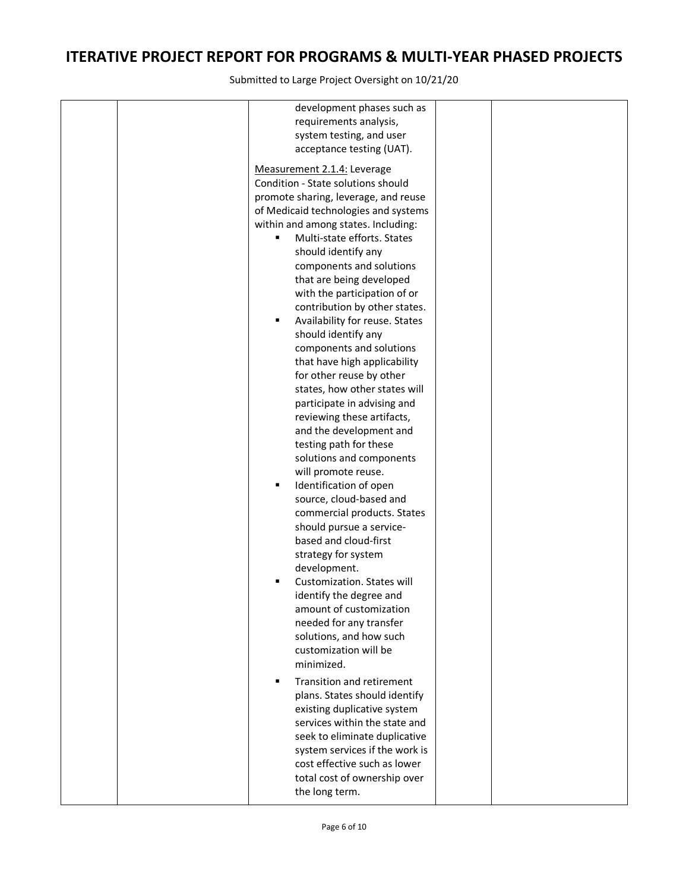# ITERATIVE PROJECT REPORT FOR PROGRAMS & MULTI-YEAR PHASED PROJECTS

Submitted to Large Project Oversight on 10/21/20

| | | | | |
|---|---|---|---|---|
| | | development phases such as requirements analysis, system testing, and user acceptance testing (UAT).<br><br>Measurement 2.1.4: Leverage Condition - State solutions should promote sharing, leverage, and reuse of Medicaid technologies and systems within and among states. Including:<br>▪ Multi-state efforts. States should identify any components and solutions that are being developed with the participation of or contribution by other states.<br>▪ Availability for reuse. States should identify any components and solutions that have high applicability for other reuse by other states, how other states will participate in advising and reviewing these artifacts, and the development and testing path for these solutions and components will promote reuse.<br>▪ Identification of open source, cloud-based and commercial products. States should pursue a service-based and cloud-first strategy for system development.<br>▪ Customization. States will identify the degree and amount of customization needed for any transfer solutions, and how such customization will be minimized.<br>▪ Transition and retirement plans. States should identify existing duplicative system services within the state and seek to eliminate duplicative system services if the work is cost effective such as lower total cost of ownership over the long term. | | |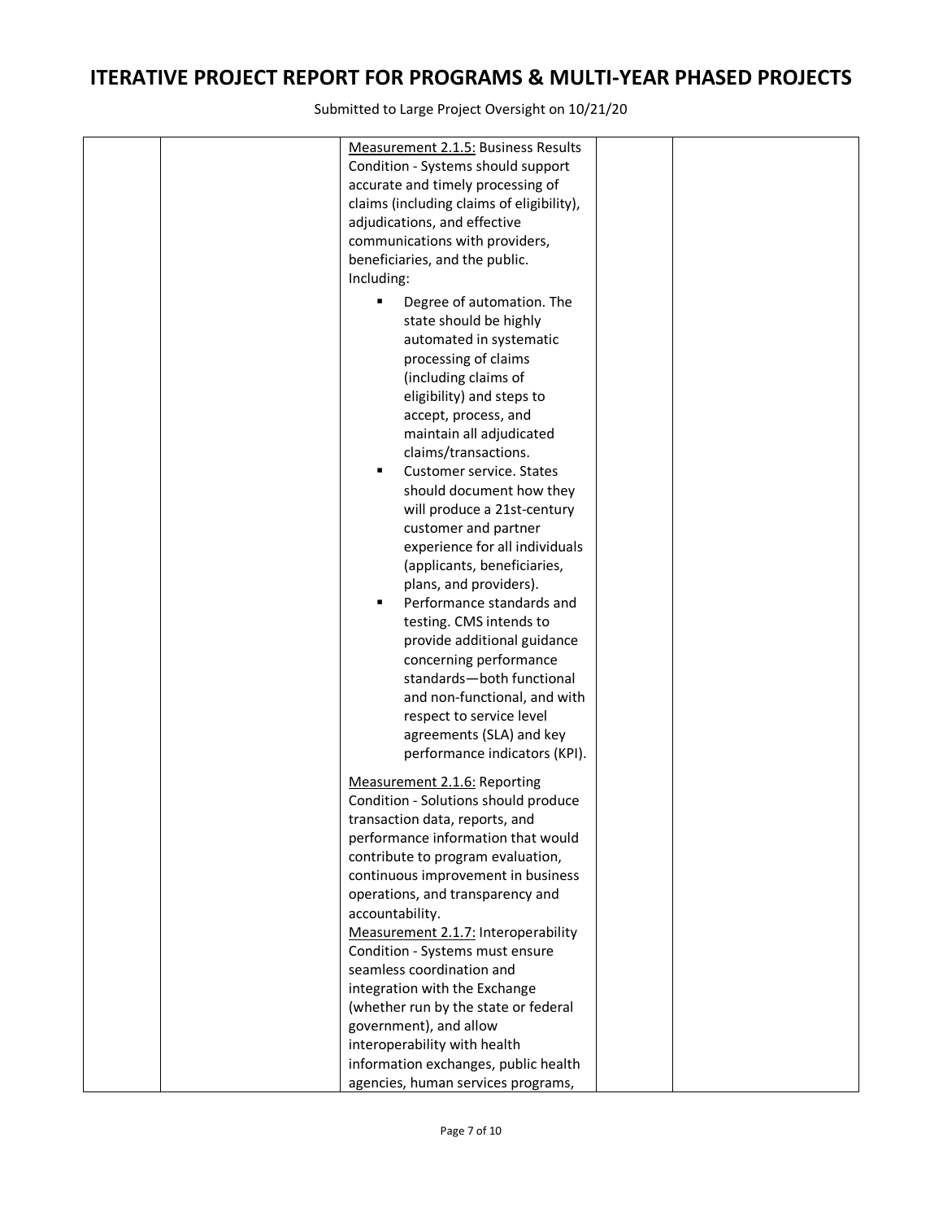# ITERATIVE PROJECT REPORT FOR PROGRAMS & MULTI-YEAR PHASED PROJECTS

Submitted to Large Project Oversight on 10/21/20

| | | | | |
|---|---|---|---|---|
| | | Measurement 2.1.5: Business Results Condition - Systems should support accurate and timely processing of claims (including claims of eligibility), adjudications, and effective communications with providers, beneficiaries, and the public. Including:<br>▪ Degree of automation. The state should be highly automated in systematic processing of claims (including claims of eligibility) and steps to accept, process, and maintain all adjudicated claims/transactions.<br>▪ Customer service. States should document how they will produce a 21st-century customer and partner experience for all individuals (applicants, beneficiaries, plans, and providers).<br>▪ Performance standards and testing. CMS intends to provide additional guidance concerning performance standards—both functional and non-functional, and with respect to service level agreements (SLA) and key performance indicators (KPI).<br><br>Measurement 2.1.6: Reporting Condition - Solutions should produce transaction data, reports, and performance information that would contribute to program evaluation, continuous improvement in business operations, and transparency and accountability.<br>Measurement 2.1.7: Interoperability Condition - Systems must ensure seamless coordination and integration with the Exchange (whether run by the state or federal government), and allow interoperability with health information exchanges, public health agencies, human services programs, | | |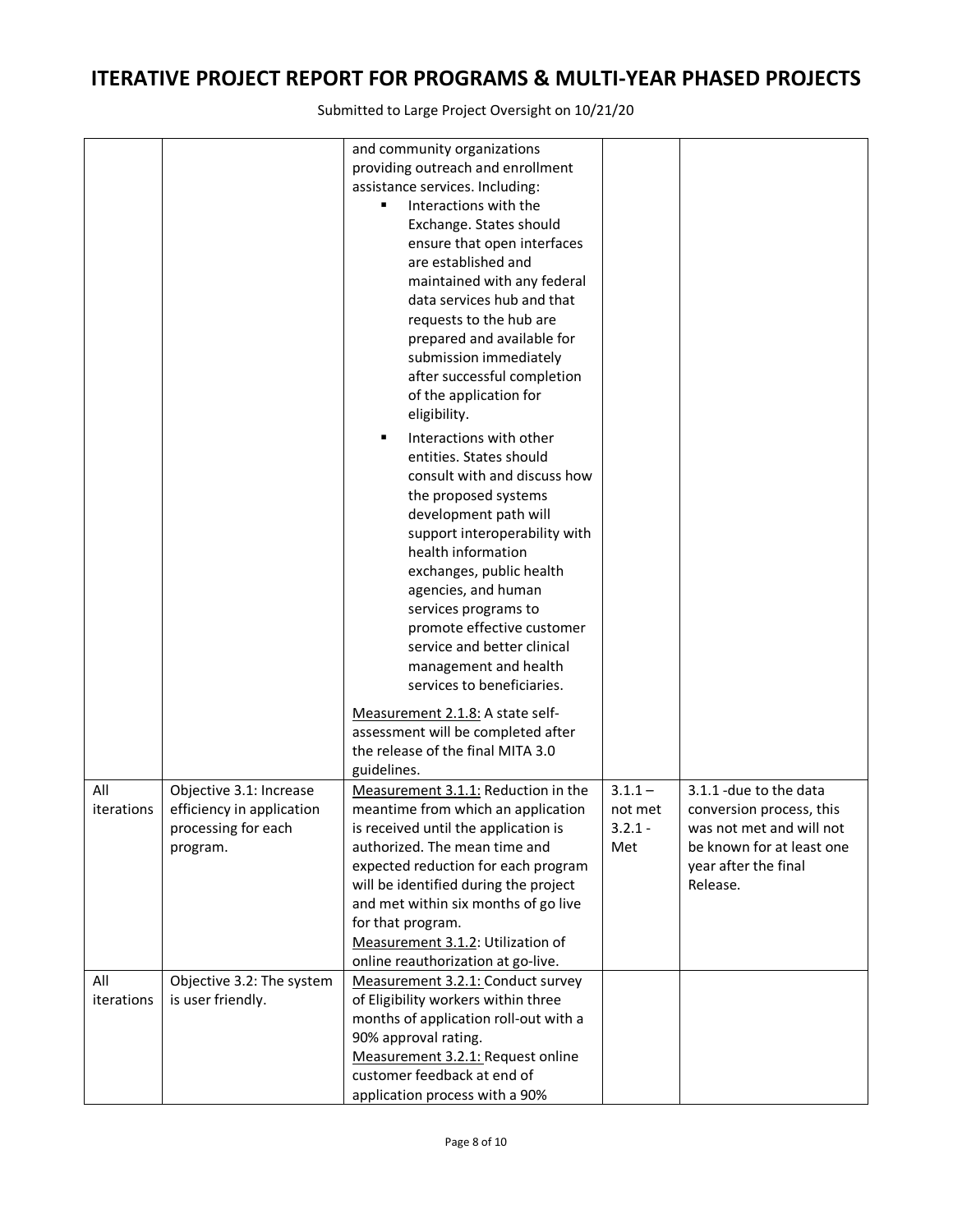# ITERATIVE PROJECT REPORT FOR PROGRAMS & MULTI-YEAR PHASED PROJECTS

Submitted to Large Project Oversight on 10/21/20

| | | | | |
|---|---|---|---|---|
| | | and community organizations providing outreach and enrollment assistance services. Including:<br>▪ Interactions with the Exchange. States should ensure that open interfaces are established and maintained with any federal data services hub and that requests to the hub are prepared and available for submission immediately after successful completion of the application for eligibility.<br>▪ Interactions with other entities. States should consult with and discuss how the proposed systems development path will support interoperability with health information exchanges, public health agencies, and human services programs to promote effective customer service and better clinical management and health services to beneficiaries.<br><br><u>Measurement 2.1.8:</u> A state self-assessment will be completed after the release of the final MITA 3.0 guidelines. | | |
| All iterations | Objective 3.1: Increase efficiency in application processing for each program. | <u>Measurement 3.1.1:</u> Reduction in the meantime from which an application is received until the application is authorized. The mean time and expected reduction for each program will be identified during the project and met within six months of go live for that program.<br><u>Measurement 3.1.2</u>: Utilization of online reauthorization at go-live. | 3.1.1 – not met<br>3.2.1 - Met | 3.1.1 -due to the data conversion process, this was not met and will not be known for at least one year after the final Release. |
| All iterations | Objective 3.2: The system is user friendly. | <u>Measurement 3.2.1:</u> Conduct survey of Eligibility workers within three months of application roll-out with a 90% approval rating.<br><u>Measurement 3.2.1:</u> Request online customer feedback at end of application process with a 90% | | |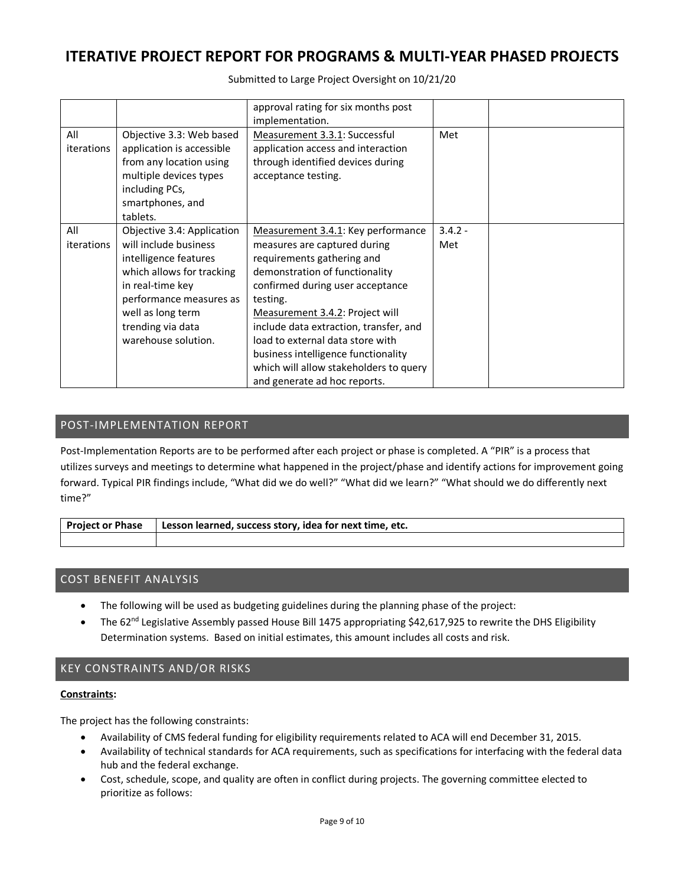| | | approval rating for six months post implementation. | | |
|---|---|---|---|---|
| All iterations | Objective 3.3: Web based application is accessible from any location using multiple devices types including PCs, smartphones, and tablets. | Measurement 3.3.1: Successful application access and interaction through identified devices during acceptance testing. | Met | |
| All iterations | Objective 3.4: Application will include business intelligence features which allows for tracking in real-time key performance measures as well as long term trending via data warehouse solution. | Measurement 3.4.1: Key performance measures are captured during requirements gathering and demonstration of functionality confirmed during user acceptance testing.<br>Measurement 3.4.2: Project will include data extraction, transfer, and load to external data store with business intelligence functionality which will allow stakeholders to query and generate ad hoc reports. | 3.4.2 - Met | |

## POST-IMPLEMENTATION REPORT

Post-Implementation Reports are to be performed after each project or phase is completed. A "PIR" is a process that utilizes surveys and meetings to determine what happened in the project/phase and identify actions for improvement going forward. Typical PIR findings include, "What did we do well?" "What did we learn?" "What should we do differently next time?"

| Project or Phase | Lesson learned, success story, idea for next time, etc. |
|---|---|
| | |

## COST BENEFIT ANALYSIS

- The following will be used as budgeting guidelines during the planning phase of the project:
- The 62nd Legislative Assembly passed House Bill 1475 appropriating $42,617,925 to rewrite the DHS Eligibility Determination systems. Based on initial estimates, this amount includes all costs and risk.

## KEY CONSTRAINTS AND/OR RISKS

**Constraints:**

The project has the following constraints:

- Availability of CMS federal funding for eligibility requirements related to ACA will end December 31, 2015.
- Availability of technical standards for ACA requirements, such as specifications for interfacing with the federal data hub and the federal exchange.
- Cost, schedule, scope, and quality are often in conflict during projects. The governing committee elected to prioritize as follows: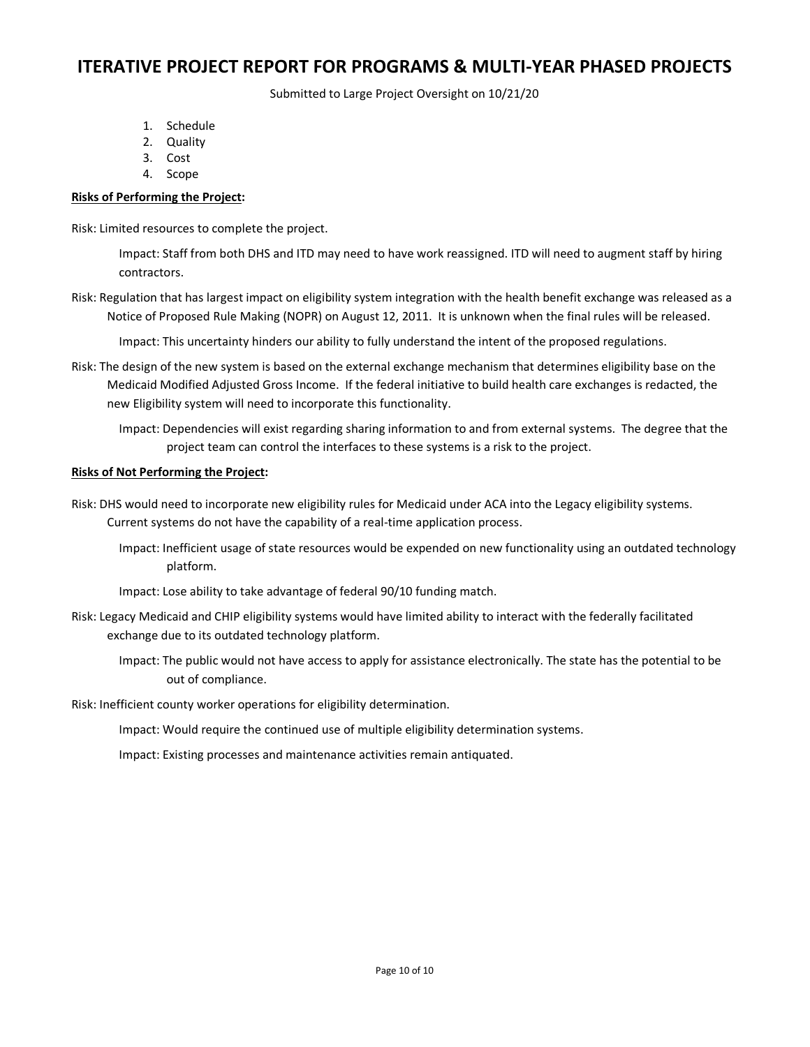1. Schedule
2. Quality
3. Cost
4. Scope

**Risks of Performing the Project:**

Risk: Limited resources to complete the project.

Impact: Staff from both DHS and ITD may need to have work reassigned. ITD will need to augment staff by hiring contractors.

Risk: Regulation that has largest impact on eligibility system integration with the health benefit exchange was released as a Notice of Proposed Rule Making (NOPR) on August 12, 2011. It is unknown when the final rules will be released.

Impact: This uncertainty hinders our ability to fully understand the intent of the proposed regulations.

Risk: The design of the new system is based on the external exchange mechanism that determines eligibility base on the Medicaid Modified Adjusted Gross Income. If the federal initiative to build health care exchanges is redacted, the new Eligibility system will need to incorporate this functionality.

Impact: Dependencies will exist regarding sharing information to and from external systems. The degree that the project team can control the interfaces to these systems is a risk to the project.

**Risks of Not Performing the Project:**

Risk: DHS would need to incorporate new eligibility rules for Medicaid under ACA into the Legacy eligibility systems. Current systems do not have the capability of a real-time application process.

Impact: Inefficient usage of state resources would be expended on new functionality using an outdated technology platform.

Impact: Lose ability to take advantage of federal 90/10 funding match.

Risk: Legacy Medicaid and CHIP eligibility systems would have limited ability to interact with the federally facilitated exchange due to its outdated technology platform.

Impact: The public would not have access to apply for assistance electronically. The state has the potential to be out of compliance.

Risk: Inefficient county worker operations for eligibility determination.

Impact: Would require the continued use of multiple eligibility determination systems.

Impact: Existing processes and maintenance activities remain antiquated.